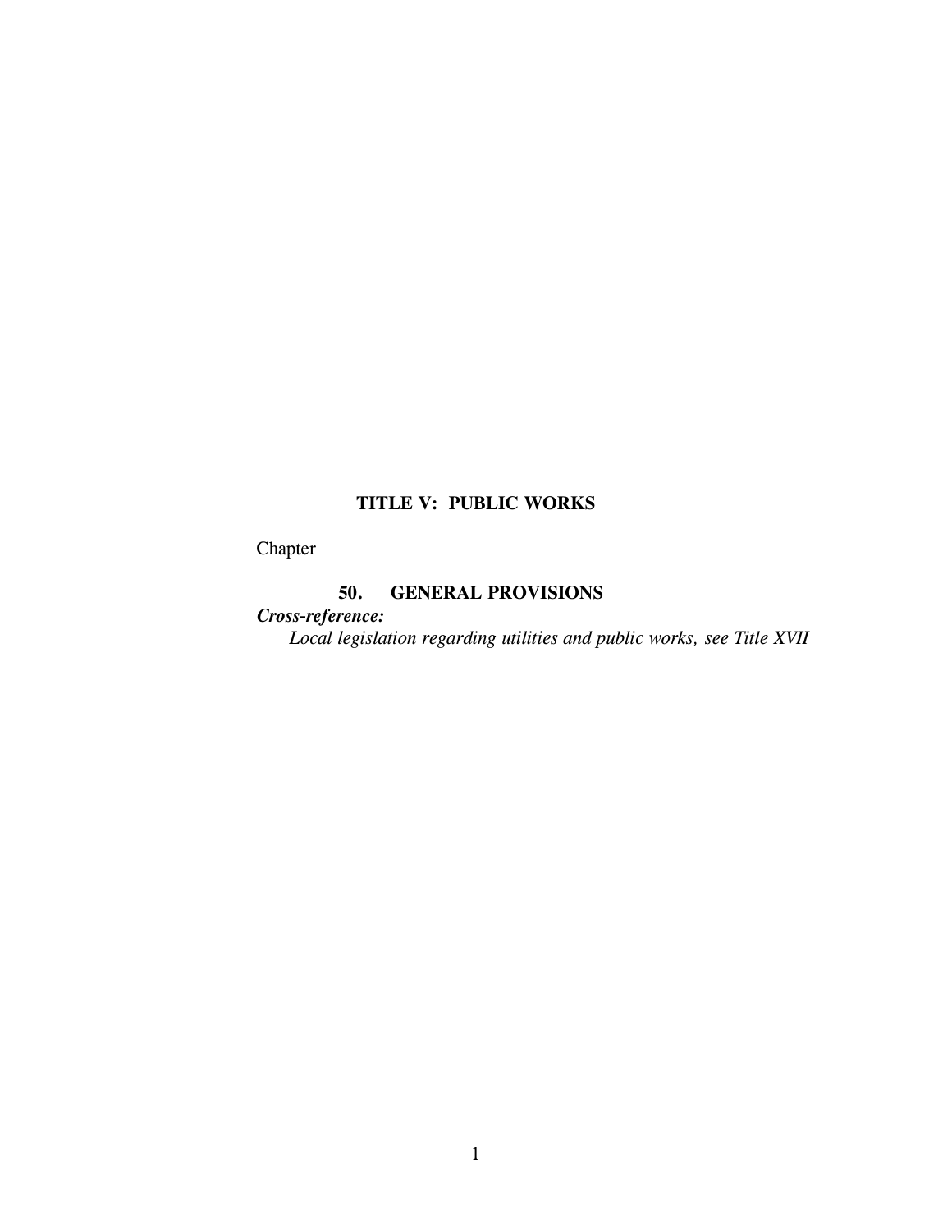# TITLE V: PUBLIC WORKS

Chapter

**50. GENERAL PROVISIONS**

***Cross-reference:***

*Local legislation regarding utilities and public works, see Title XVII*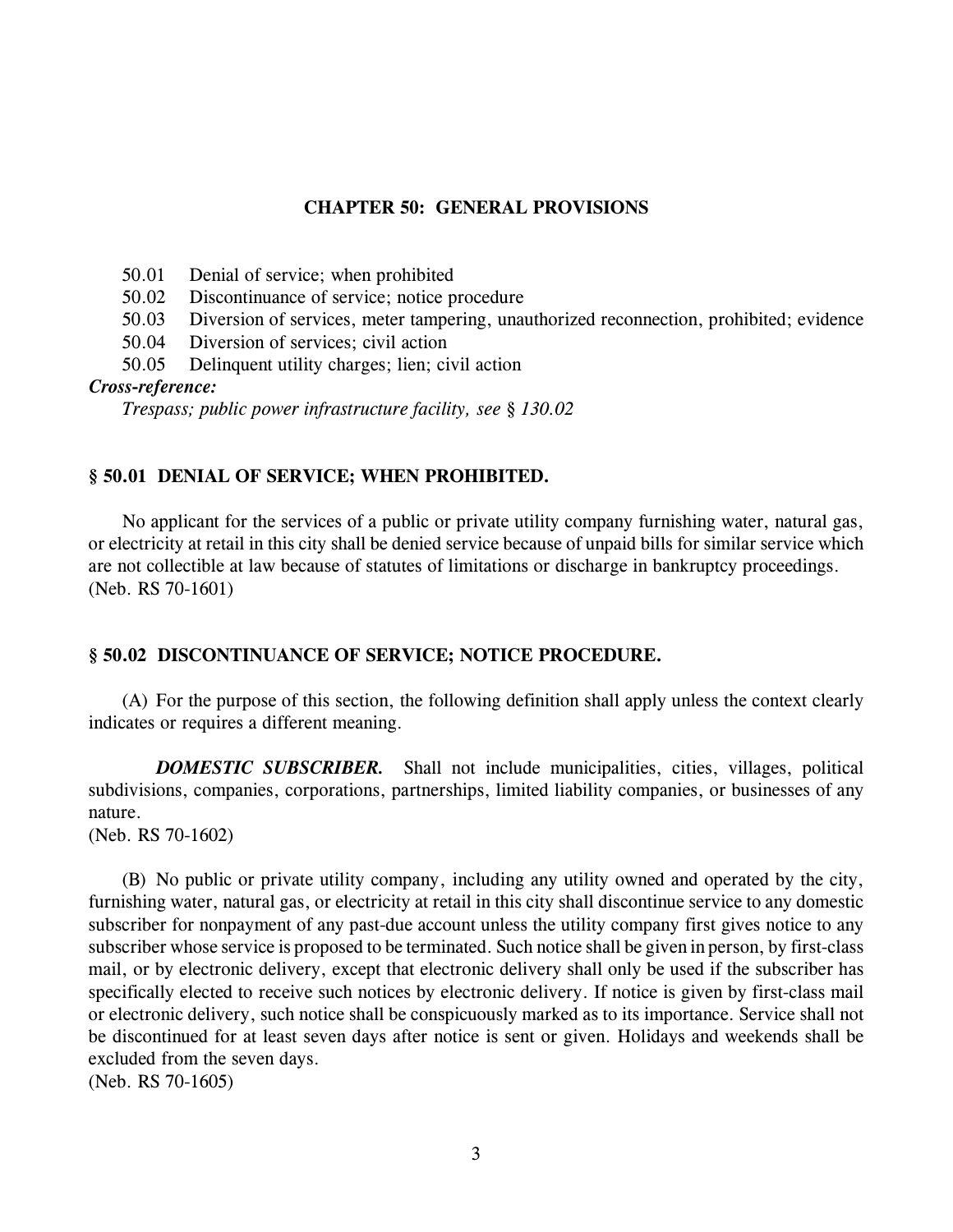# CHAPTER 50: GENERAL PROVISIONS

50.01 Denial of service; when prohibited
50.02 Discontinuance of service; notice procedure
50.03 Diversion of services, meter tampering, unauthorized reconnection, prohibited; evidence
50.04 Diversion of services; civil action
50.05 Delinquent utility charges; lien; civil action

***Cross-reference:***
*Trespass; public power infrastructure facility, see § 130.02*

## § 50.01 DENIAL OF SERVICE; WHEN PROHIBITED.

No applicant for the services of a public or private utility company furnishing water, natural gas, or electricity at retail in this city shall be denied service because of unpaid bills for similar service which are not collectible at law because of statutes of limitations or discharge in bankruptcy proceedings.
(Neb. RS 70-1601)

## § 50.02 DISCONTINUANCE OF SERVICE; NOTICE PROCEDURE.

(A) For the purpose of this section, the following definition shall apply unless the context clearly indicates or requires a different meaning.

***DOMESTIC SUBSCRIBER.*** Shall not include municipalities, cities, villages, political subdivisions, companies, corporations, partnerships, limited liability companies, or businesses of any nature.
(Neb. RS 70-1602)

(B) No public or private utility company, including any utility owned and operated by the city, furnishing water, natural gas, or electricity at retail in this city shall discontinue service to any domestic subscriber for nonpayment of any past-due account unless the utility company first gives notice to any subscriber whose service is proposed to be terminated. Such notice shall be given in person, by first-class mail, or by electronic delivery, except that electronic delivery shall only be used if the subscriber has specifically elected to receive such notices by electronic delivery. If notice is given by first-class mail or electronic delivery, such notice shall be conspicuously marked as to its importance. Service shall not be discontinued for at least seven days after notice is sent or given. Holidays and weekends shall be excluded from the seven days.
(Neb. RS 70-1605)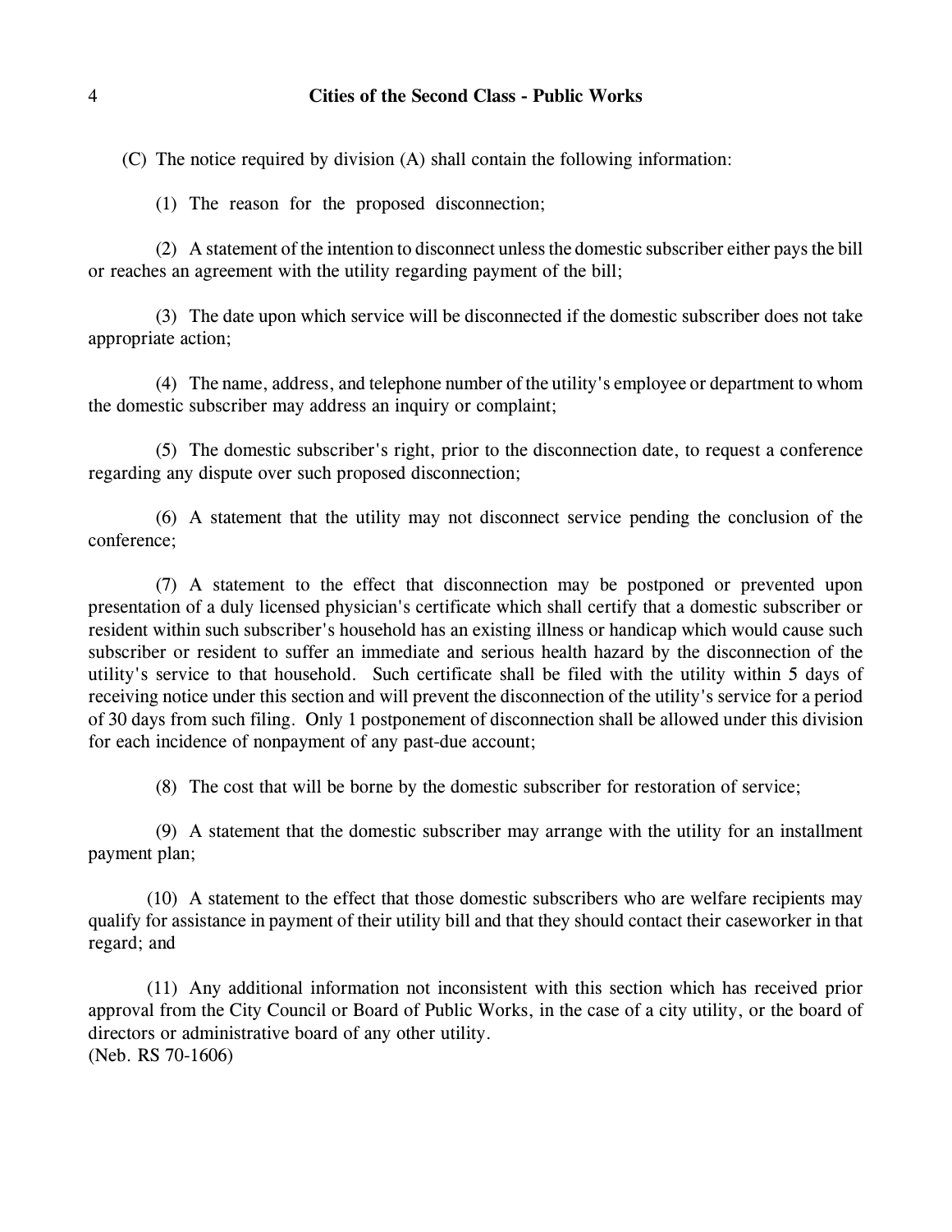(C) The notice required by division (A) shall contain the following information:

(1) The reason for the proposed disconnection;

(2) A statement of the intention to disconnect unless the domestic subscriber either pays the bill or reaches an agreement with the utility regarding payment of the bill;

(3) The date upon which service will be disconnected if the domestic subscriber does not take appropriate action;

(4) The name, address, and telephone number of the utility's employee or department to whom the domestic subscriber may address an inquiry or complaint;

(5) The domestic subscriber's right, prior to the disconnection date, to request a conference regarding any dispute over such proposed disconnection;

(6) A statement that the utility may not disconnect service pending the conclusion of the conference;

(7) A statement to the effect that disconnection may be postponed or prevented upon presentation of a duly licensed physician's certificate which shall certify that a domestic subscriber or resident within such subscriber's household has an existing illness or handicap which would cause such subscriber or resident to suffer an immediate and serious health hazard by the disconnection of the utility's service to that household. Such certificate shall be filed with the utility within 5 days of receiving notice under this section and will prevent the disconnection of the utility's service for a period of 30 days from such filing. Only 1 postponement of disconnection shall be allowed under this division for each incidence of nonpayment of any past-due account;

(8) The cost that will be borne by the domestic subscriber for restoration of service;

(9) A statement that the domestic subscriber may arrange with the utility for an installment payment plan;

(10) A statement to the effect that those domestic subscribers who are welfare recipients may qualify for assistance in payment of their utility bill and that they should contact their caseworker in that regard; and

(11) Any additional information not inconsistent with this section which has received prior approval from the City Council or Board of Public Works, in the case of a city utility, or the board of directors or administrative board of any other utility.
(Neb. RS 70-1606)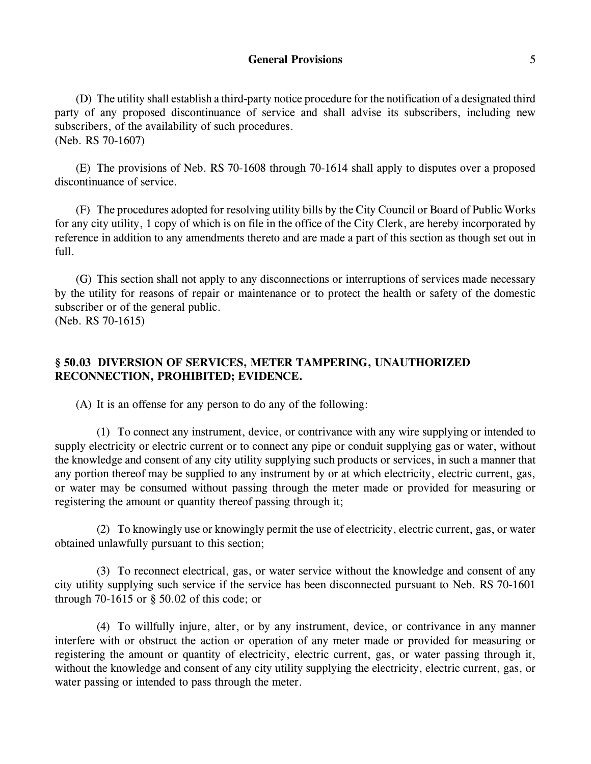(D) The utility shall establish a third-party notice procedure for the notification of a designated third party of any proposed discontinuance of service and shall advise its subscribers, including new subscribers, of the availability of such procedures.
(Neb. RS 70-1607)

(E) The provisions of Neb. RS 70-1608 through 70-1614 shall apply to disputes over a proposed discontinuance of service.

(F) The procedures adopted for resolving utility bills by the City Council or Board of Public Works for any city utility, 1 copy of which is on file in the office of the City Clerk, are hereby incorporated by reference in addition to any amendments thereto and are made a part of this section as though set out in full.

(G) This section shall not apply to any disconnections or interruptions of services made necessary by the utility for reasons of repair or maintenance or to protect the health or safety of the domestic subscriber or of the general public.
(Neb. RS 70-1615)

## § 50.03 DIVERSION OF SERVICES, METER TAMPERING, UNAUTHORIZED RECONNECTION, PROHIBITED; EVIDENCE.

(A) It is an offense for any person to do any of the following:

(1) To connect any instrument, device, or contrivance with any wire supplying or intended to supply electricity or electric current or to connect any pipe or conduit supplying gas or water, without the knowledge and consent of any city utility supplying such products or services, in such a manner that any portion thereof may be supplied to any instrument by or at which electricity, electric current, gas, or water may be consumed without passing through the meter made or provided for measuring or registering the amount or quantity thereof passing through it;

(2) To knowingly use or knowingly permit the use of electricity, electric current, gas, or water obtained unlawfully pursuant to this section;

(3) To reconnect electrical, gas, or water service without the knowledge and consent of any city utility supplying such service if the service has been disconnected pursuant to Neb. RS 70-1601 through 70-1615 or § 50.02 of this code; or

(4) To willfully injure, alter, or by any instrument, device, or contrivance in any manner interfere with or obstruct the action or operation of any meter made or provided for measuring or registering the amount or quantity of electricity, electric current, gas, or water passing through it, without the knowledge and consent of any city utility supplying the electricity, electric current, gas, or water passing or intended to pass through the meter.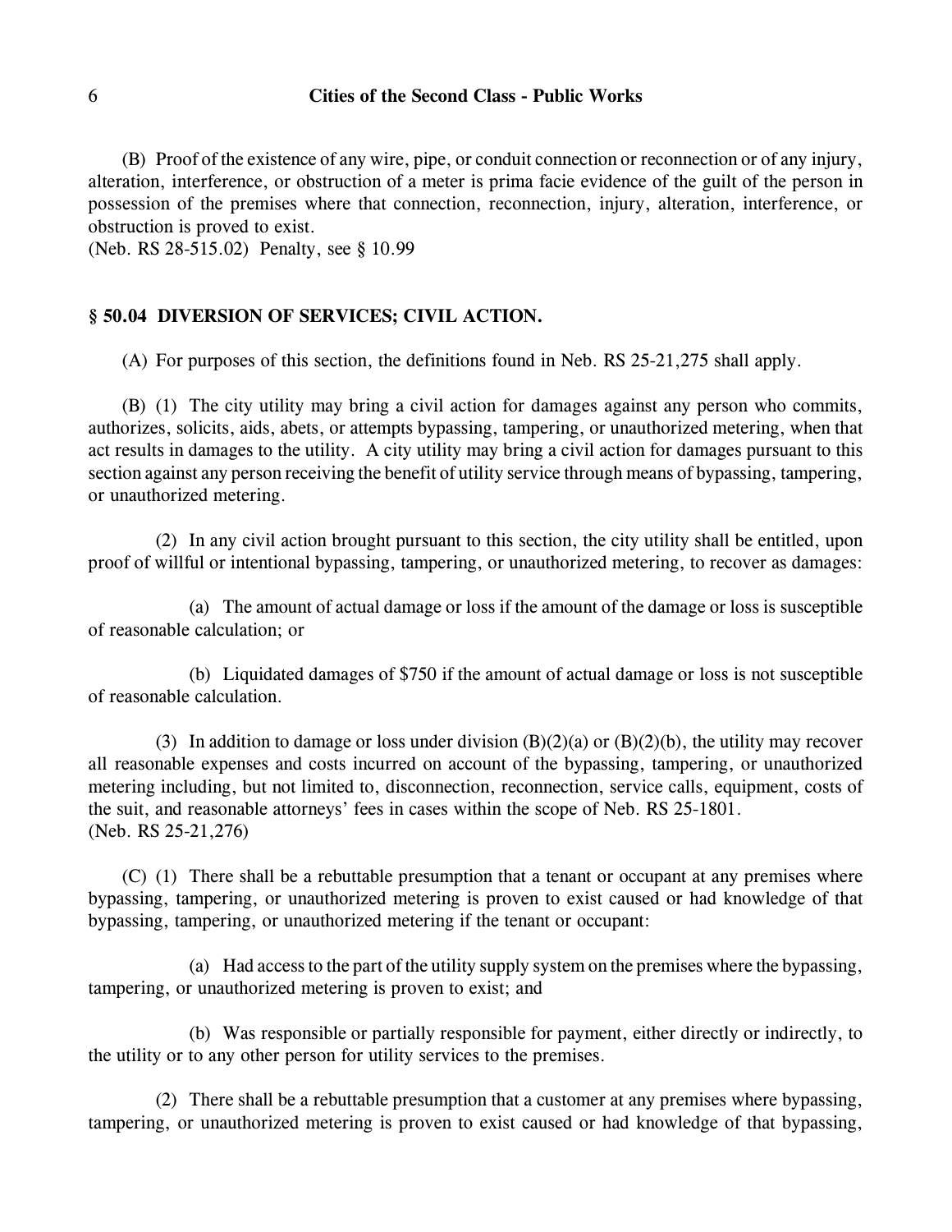(B) Proof of the existence of any wire, pipe, or conduit connection or reconnection or of any injury, alteration, interference, or obstruction of a meter is prima facie evidence of the guilt of the person in possession of the premises where that connection, reconnection, injury, alteration, interference, or obstruction is proved to exist.
(Neb. RS 28-515.02) Penalty, see § 10.99

## § 50.04 DIVERSION OF SERVICES; CIVIL ACTION.

(A) For purposes of this section, the definitions found in Neb. RS 25-21,275 shall apply.

(B) (1) The city utility may bring a civil action for damages against any person who commits, authorizes, solicits, aids, abets, or attempts bypassing, tampering, or unauthorized metering, when that act results in damages to the utility. A city utility may bring a civil action for damages pursuant to this section against any person receiving the benefit of utility service through means of bypassing, tampering, or unauthorized metering.

(2) In any civil action brought pursuant to this section, the city utility shall be entitled, upon proof of willful or intentional bypassing, tampering, or unauthorized metering, to recover as damages:

(a) The amount of actual damage or loss if the amount of the damage or loss is susceptible of reasonable calculation; or

(b) Liquidated damages of $750 if the amount of actual damage or loss is not susceptible of reasonable calculation.

(3) In addition to damage or loss under division (B)(2)(a) or (B)(2)(b), the utility may recover all reasonable expenses and costs incurred on account of the bypassing, tampering, or unauthorized metering including, but not limited to, disconnection, reconnection, service calls, equipment, costs of the suit, and reasonable attorneys' fees in cases within the scope of Neb. RS 25-1801.
(Neb. RS 25-21,276)

(C) (1) There shall be a rebuttable presumption that a tenant or occupant at any premises where bypassing, tampering, or unauthorized metering is proven to exist caused or had knowledge of that bypassing, tampering, or unauthorized metering if the tenant or occupant:

(a) Had access to the part of the utility supply system on the premises where the bypassing, tampering, or unauthorized metering is proven to exist; and

(b) Was responsible or partially responsible for payment, either directly or indirectly, to the utility or to any other person for utility services to the premises.

(2) There shall be a rebuttable presumption that a customer at any premises where bypassing, tampering, or unauthorized metering is proven to exist caused or had knowledge of that bypassing,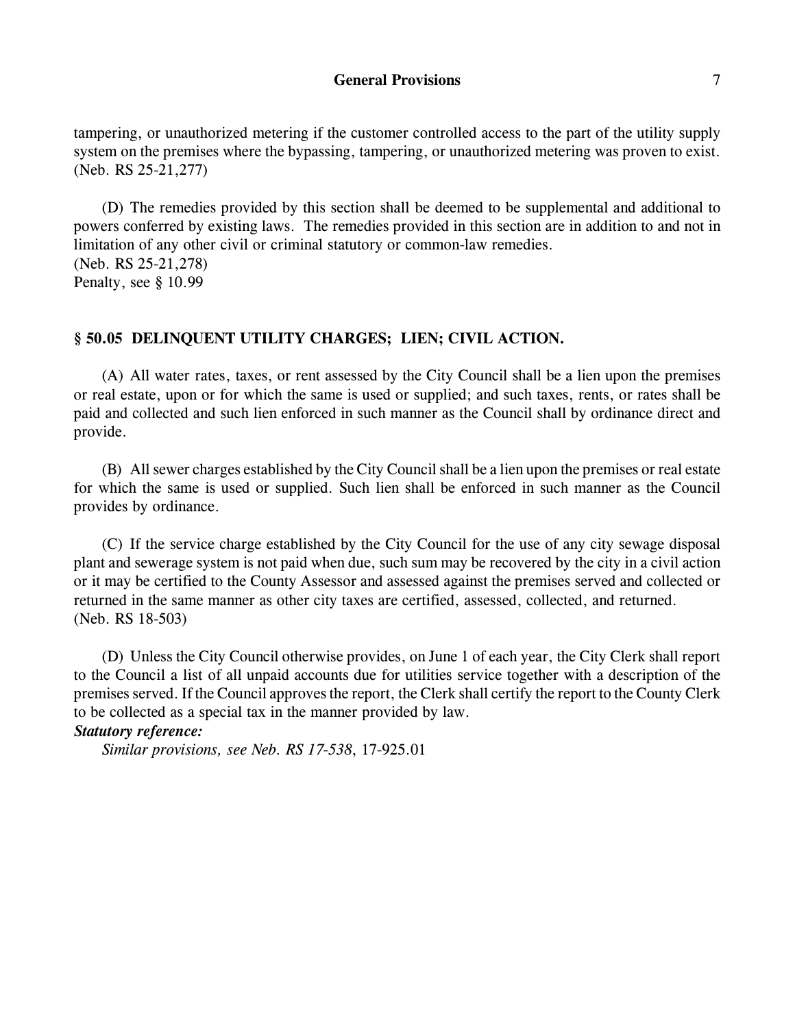tampering, or unauthorized metering if the customer controlled access to the part of the utility supply system on the premises where the bypassing, tampering, or unauthorized metering was proven to exist.
(Neb. RS 25-21,277)

(D) The remedies provided by this section shall be deemed to be supplemental and additional to powers conferred by existing laws. The remedies provided in this section are in addition to and not in limitation of any other civil or criminal statutory or common-law remedies.
(Neb. RS 25-21,278)
Penalty, see § 10.99

### § 50.05 DELINQUENT UTILITY CHARGES; LIEN; CIVIL ACTION.

(A) All water rates, taxes, or rent assessed by the City Council shall be a lien upon the premises or real estate, upon or for which the same is used or supplied; and such taxes, rents, or rates shall be paid and collected and such lien enforced in such manner as the Council shall by ordinance direct and provide.

(B) All sewer charges established by the City Council shall be a lien upon the premises or real estate for which the same is used or supplied. Such lien shall be enforced in such manner as the Council provides by ordinance.

(C) If the service charge established by the City Council for the use of any city sewage disposal plant and sewerage system is not paid when due, such sum may be recovered by the city in a civil action or it may be certified to the County Assessor and assessed against the premises served and collected or returned in the same manner as other city taxes are certified, assessed, collected, and returned.
(Neb. RS 18-503)

(D) Unless the City Council otherwise provides, on June 1 of each year, the City Clerk shall report to the Council a list of all unpaid accounts due for utilities service together with a description of the premises served. If the Council approves the report, the Clerk shall certify the report to the County Clerk to be collected as a special tax in the manner provided by law.

***Statutory reference:***

*Similar provisions, see Neb. RS 17-538*, 17-925.01